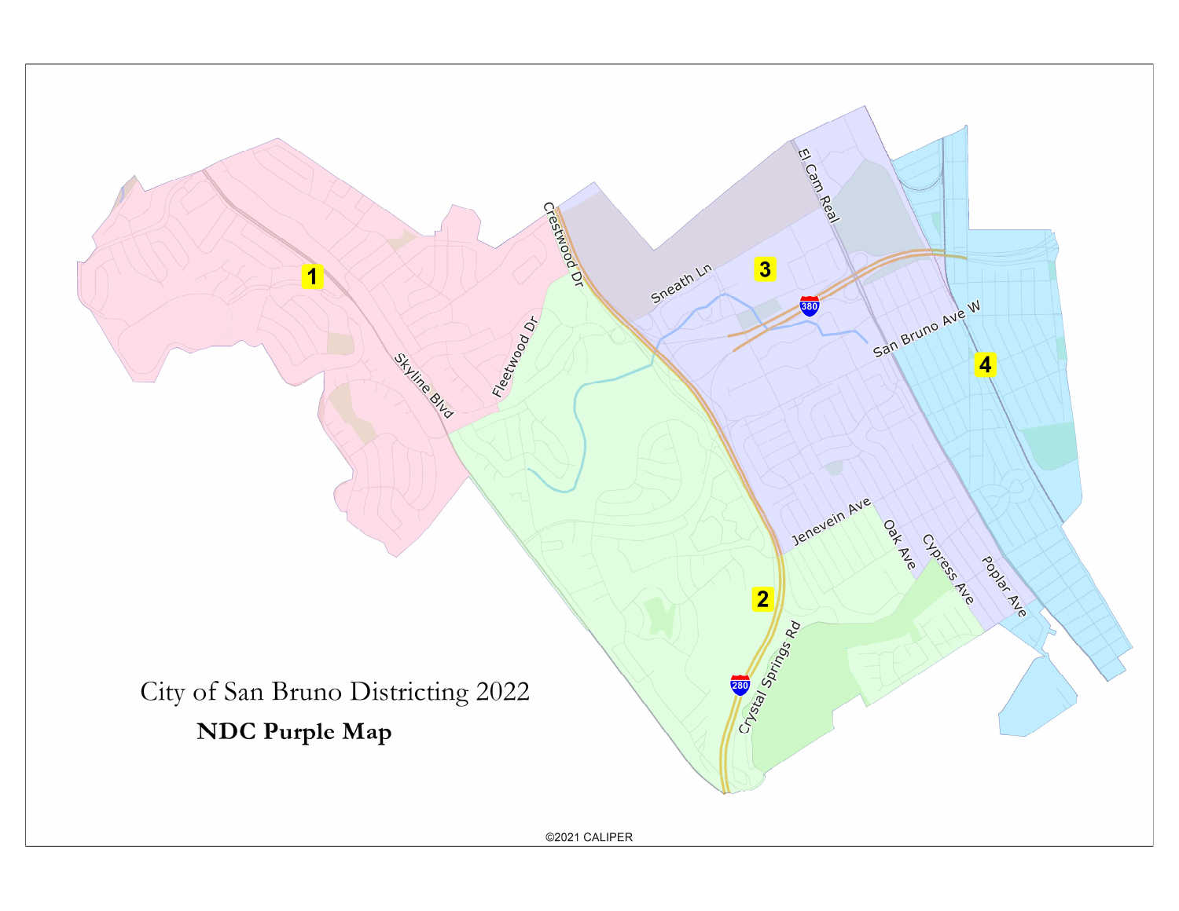# City of San Bruno Districting 2022

**NDC Purple Map**

1

2

3

4

Skyline Blvd

Fleetwood Dr

Crestwood Dr

Sneath Ln

El Cam Real

380

San Bruno Ave W

Jenevein Ave

Oak Ave

Cypress Ave

Poplar Ave

Crystal Springs Rd

280

©2021 CALIPER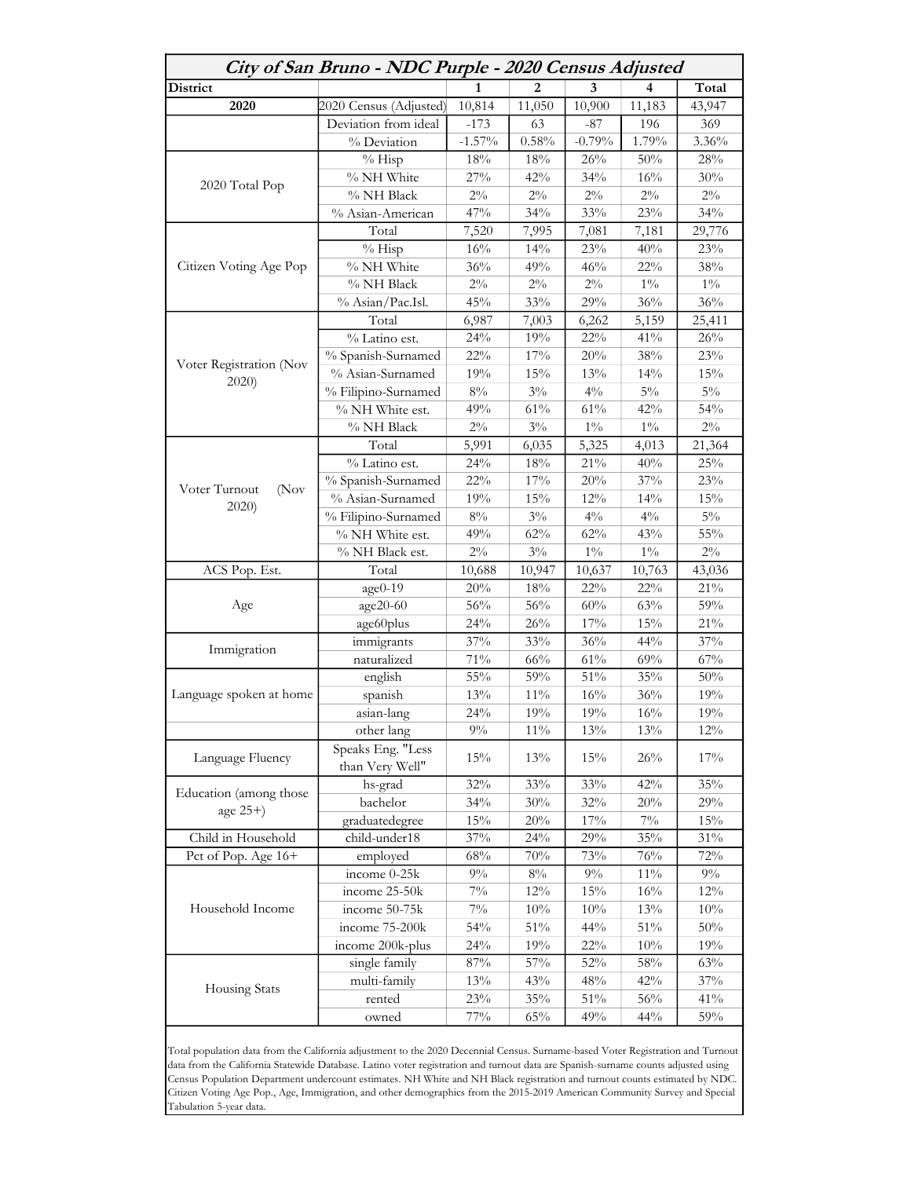# City of San Bruno - NDC Purple - 2020 Census Adjusted

| District | | 1 | 2 | 3 | 4 | Total |
|---|---|---|---|---|---|---|
| 2020 | 2020 Census (Adjusted) | 10,814 | 11,050 | 10,900 | 11,183 | 43,947 |
| | Deviation from ideal | -173 | 63 | -87 | 196 | 369 |
| | % Deviation | -1.57% | 0.58% | -0.79% | 1.79% | 3.36% |
| 2020 Total Pop | % Hisp | 18% | 18% | 26% | 50% | 28% |
| | % NH White | 27% | 42% | 34% | 16% | 30% |
| | % NH Black | 2% | 2% | 2% | 2% | 2% |
| | % Asian-American | 47% | 34% | 33% | 23% | 34% |
| Citizen Voting Age Pop | Total | 7,520 | 7,995 | 7,081 | 7,181 | 29,776 |
| | % Hisp | 16% | 14% | 23% | 40% | 23% |
| | % NH White | 36% | 49% | 46% | 22% | 38% |
| | % NH Black | 2% | 2% | 2% | 1% | 1% |
| | % Asian/Pac.Isl. | 45% | 33% | 29% | 36% | 36% |
| Voter Registration (Nov 2020) | Total | 6,987 | 7,003 | 6,262 | 5,159 | 25,411 |
| | % Latino est. | 24% | 19% | 22% | 41% | 26% |
| | % Spanish-Surnamed | 22% | 17% | 20% | 38% | 23% |
| | % Asian-Surnamed | 19% | 15% | 13% | 14% | 15% |
| | % Filipino-Surnamed | 8% | 3% | 4% | 5% | 5% |
| | % NH White est. | 49% | 61% | 61% | 42% | 54% |
| | % NH Black | 2% | 3% | 1% | 1% | 2% |
| Voter Turnout (Nov 2020) | Total | 5,991 | 6,035 | 5,325 | 4,013 | 21,364 |
| | % Latino est. | 24% | 18% | 21% | 40% | 25% |
| | % Spanish-Surnamed | 22% | 17% | 20% | 37% | 23% |
| | % Asian-Surnamed | 19% | 15% | 12% | 14% | 15% |
| | % Filipino-Surnamed | 8% | 3% | 4% | 4% | 5% |
| | % NH White est. | 49% | 62% | 62% | 43% | 55% |
| | % NH Black est. | 2% | 3% | 1% | 1% | 2% |
| ACS Pop. Est. | Total | 10,688 | 10,947 | 10,637 | 10,763 | 43,036 |
| Age | age0-19 | 20% | 18% | 22% | 22% | 21% |
| | age20-60 | 56% | 56% | 60% | 63% | 59% |
| | age60plus | 24% | 26% | 17% | 15% | 21% |
| Immigration | immigrants | 37% | 33% | 36% | 44% | 37% |
| | naturalized | 71% | 66% | 61% | 69% | 67% |
| Language spoken at home | english | 55% | 59% | 51% | 35% | 50% |
| | spanish | 13% | 11% | 16% | 36% | 19% |
| | asian-lang | 24% | 19% | 19% | 16% | 19% |
| | other lang | 9% | 11% | 13% | 13% | 12% |
| Language Fluency | Speaks Eng. "Less than Very Well" | 15% | 13% | 15% | 26% | 17% |
| Education (among those age 25+) | hs-grad | 32% | 33% | 33% | 42% | 35% |
| | bachelor | 34% | 30% | 32% | 20% | 29% |
| | graduatedegree | 15% | 20% | 17% | 7% | 15% |
| Child in Household | child-under18 | 37% | 24% | 29% | 35% | 31% |
| Pct of Pop. Age 16+ | employed | 68% | 70% | 73% | 76% | 72% |
| Household Income | income 0-25k | 9% | 8% | 9% | 11% | 9% |
| | income 25-50k | 7% | 12% | 15% | 16% | 12% |
| | income 50-75k | 7% | 10% | 10% | 13% | 10% |
| | income 75-200k | 54% | 51% | 44% | 51% | 50% |
| | income 200k-plus | 24% | 19% | 22% | 10% | 19% |
| Housing Stats | single family | 87% | 57% | 52% | 58% | 63% |
| | multi-family | 13% | 43% | 48% | 42% | 37% |
| | rented | 23% | 35% | 51% | 56% | 41% |
| | owned | 77% | 65% | 49% | 44% | 59% |

Total population data from the California adjustment to the 2020 Decennial Census. Surname-based Voter Registration and Turnout data from the California Statewide Database. Latino voter registration and turnout data are Spanish-surname counts adjusted using Census Population Department undercount estimates. NH White and NH Black registration and turnout counts estimated by NDC. Citizen Voting Age Pop., Age, Immigration, and other demographics from the 2015-2019 American Community Survey and Special Tabulation 5-year data.